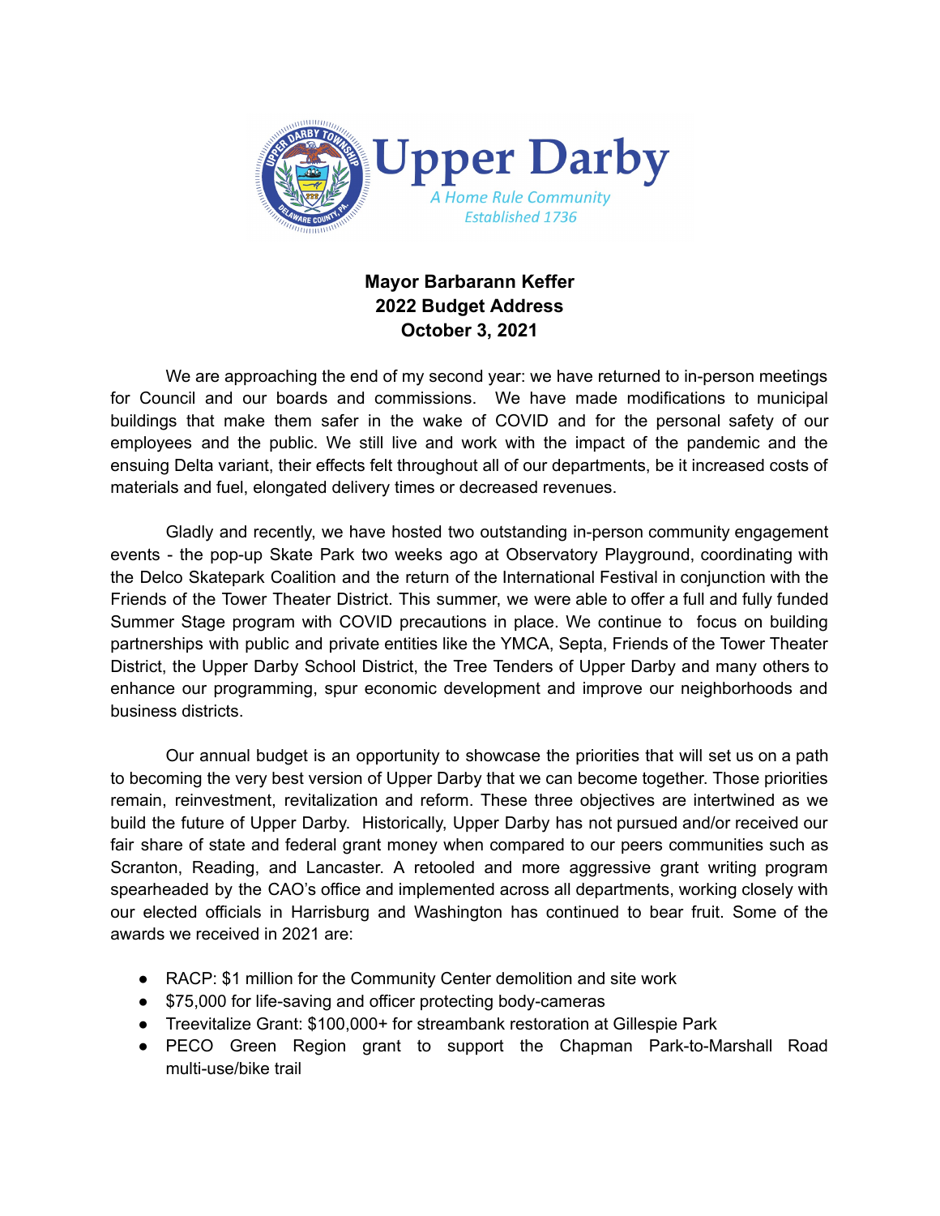Upper Darby

*A Home Rule Community*

*Established 1736*

**Mayor Barbarann Keffer**
**2022 Budget Address**
**October 3, 2021**

We are approaching the end of my second year: we have returned to in-person meetings for Council and our boards and commissions. We have made modifications to municipal buildings that make them safer in the wake of COVID and for the personal safety of our employees and the public. We still live and work with the impact of the pandemic and the ensuing Delta variant, their effects felt throughout all of our departments, be it increased costs of materials and fuel, elongated delivery times or decreased revenues.

Gladly and recently, we have hosted two outstanding in-person community engagement events - the pop-up Skate Park two weeks ago at Observatory Playground, coordinating with the Delco Skatepark Coalition and the return of the International Festival in conjunction with the Friends of the Tower Theater District. This summer, we were able to offer a full and fully funded Summer Stage program with COVID precautions in place. We continue to focus on building partnerships with public and private entities like the YMCA, Septa, Friends of the Tower Theater District, the Upper Darby School District, the Tree Tenders of Upper Darby and many others to enhance our programming, spur economic development and improve our neighborhoods and business districts.

Our annual budget is an opportunity to showcase the priorities that will set us on a path to becoming the very best version of Upper Darby that we can become together. Those priorities remain, reinvestment, revitalization and reform. These three objectives are intertwined as we build the future of Upper Darby. Historically, Upper Darby has not pursued and/or received our fair share of state and federal grant money when compared to our peers communities such as Scranton, Reading, and Lancaster. A retooled and more aggressive grant writing program spearheaded by the CAO's office and implemented across all departments, working closely with our elected officials in Harrisburg and Washington has continued to bear fruit. Some of the awards we received in 2021 are:

- RACP: $1 million for the Community Center demolition and site work
- $75,000 for life-saving and officer protecting body-cameras
- Treevitalize Grant: $100,000+ for streambank restoration at Gillespie Park
- PECO Green Region grant to support the Chapman Park-to-Marshall Road multi-use/bike trail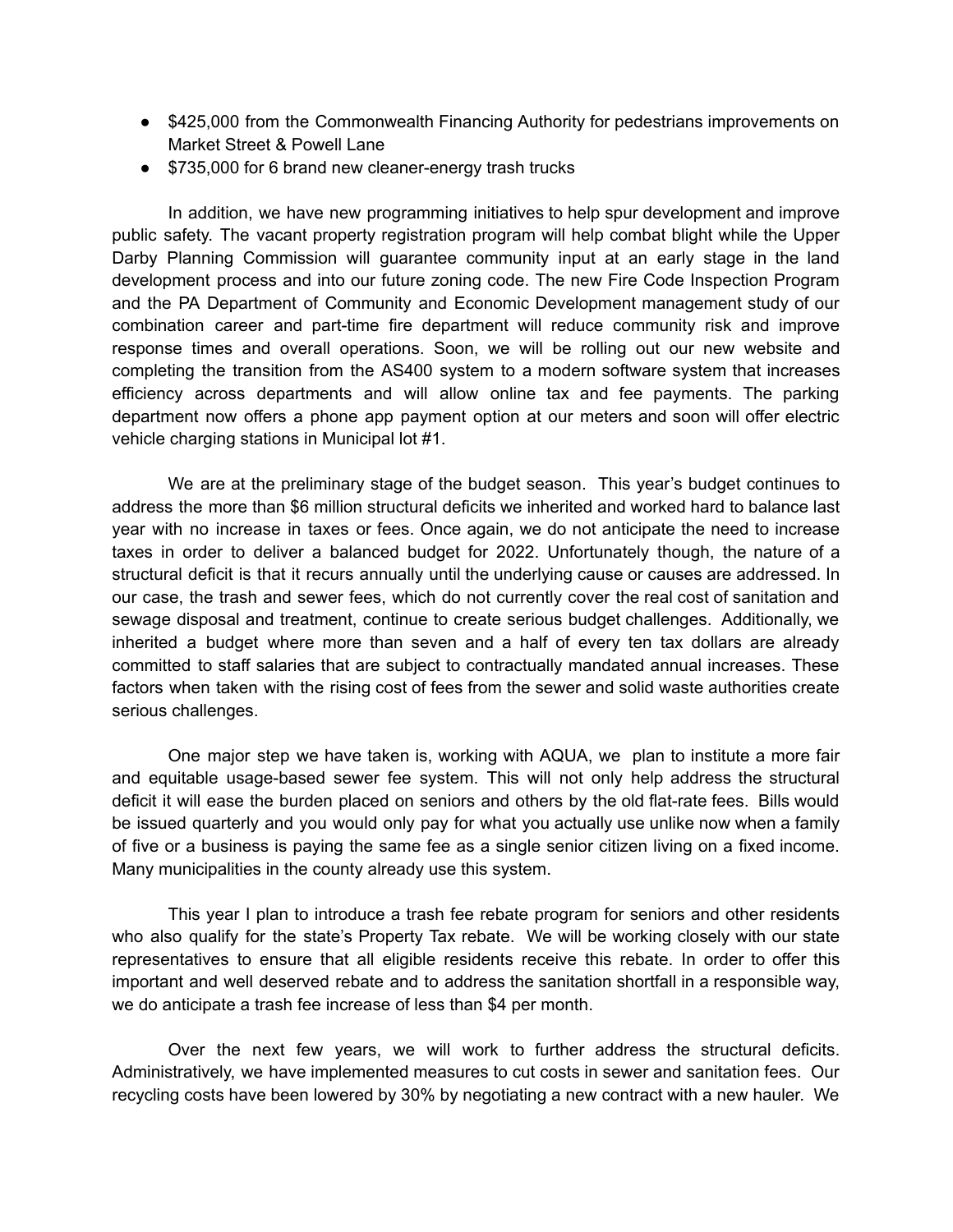- $425,000 from the Commonwealth Financing Authority for pedestrians improvements on Market Street & Powell Lane
- $735,000 for 6 brand new cleaner-energy trash trucks

In addition, we have new programming initiatives to help spur development and improve public safety. The vacant property registration program will help combat blight while the Upper Darby Planning Commission will guarantee community input at an early stage in the land development process and into our future zoning code. The new Fire Code Inspection Program and the PA Department of Community and Economic Development management study of our combination career and part-time fire department will reduce community risk and improve response times and overall operations. Soon, we will be rolling out our new website and completing the transition from the AS400 system to a modern software system that increases efficiency across departments and will allow online tax and fee payments. The parking department now offers a phone app payment option at our meters and soon will offer electric vehicle charging stations in Municipal lot #1.

We are at the preliminary stage of the budget season. This year's budget continues to address the more than $6 million structural deficits we inherited and worked hard to balance last year with no increase in taxes or fees. Once again, we do not anticipate the need to increase taxes in order to deliver a balanced budget for 2022. Unfortunately though, the nature of a structural deficit is that it recurs annually until the underlying cause or causes are addressed. In our case, the trash and sewer fees, which do not currently cover the real cost of sanitation and sewage disposal and treatment, continue to create serious budget challenges. Additionally, we inherited a budget where more than seven and a half of every ten tax dollars are already committed to staff salaries that are subject to contractually mandated annual increases. These factors when taken with the rising cost of fees from the sewer and solid waste authorities create serious challenges.

One major step we have taken is, working with AQUA, we plan to institute a more fair and equitable usage-based sewer fee system. This will not only help address the structural deficit it will ease the burden placed on seniors and others by the old flat-rate fees. Bills would be issued quarterly and you would only pay for what you actually use unlike now when a family of five or a business is paying the same fee as a single senior citizen living on a fixed income. Many municipalities in the county already use this system.

This year I plan to introduce a trash fee rebate program for seniors and other residents who also qualify for the state's Property Tax rebate. We will be working closely with our state representatives to ensure that all eligible residents receive this rebate. In order to offer this important and well deserved rebate and to address the sanitation shortfall in a responsible way, we do anticipate a trash fee increase of less than $4 per month.

Over the next few years, we will work to further address the structural deficits. Administratively, we have implemented measures to cut costs in sewer and sanitation fees. Our recycling costs have been lowered by 30% by negotiating a new contract with a new hauler. We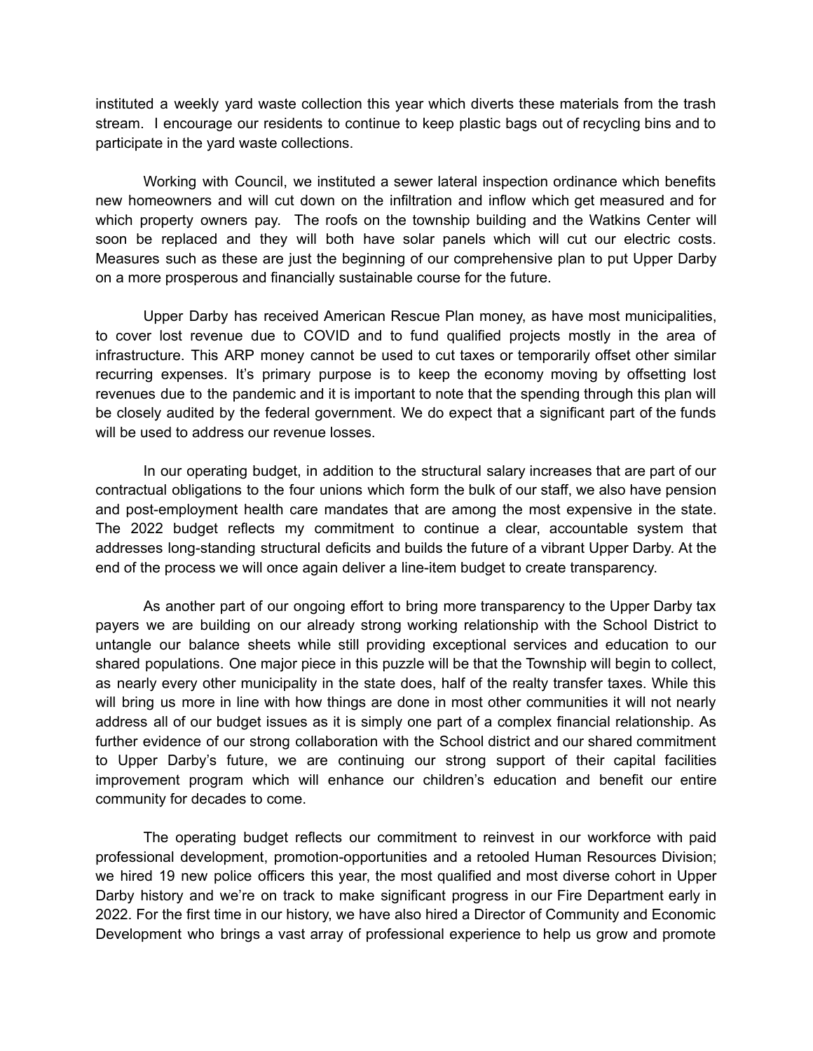instituted a weekly yard waste collection this year which diverts these materials from the trash stream. I encourage our residents to continue to keep plastic bags out of recycling bins and to participate in the yard waste collections.

Working with Council, we instituted a sewer lateral inspection ordinance which benefits new homeowners and will cut down on the infiltration and inflow which get measured and for which property owners pay. The roofs on the township building and the Watkins Center will soon be replaced and they will both have solar panels which will cut our electric costs. Measures such as these are just the beginning of our comprehensive plan to put Upper Darby on a more prosperous and financially sustainable course for the future.

Upper Darby has received American Rescue Plan money, as have most municipalities, to cover lost revenue due to COVID and to fund qualified projects mostly in the area of infrastructure. This ARP money cannot be used to cut taxes or temporarily offset other similar recurring expenses. It's primary purpose is to keep the economy moving by offsetting lost revenues due to the pandemic and it is important to note that the spending through this plan will be closely audited by the federal government. We do expect that a significant part of the funds will be used to address our revenue losses.

In our operating budget, in addition to the structural salary increases that are part of our contractual obligations to the four unions which form the bulk of our staff, we also have pension and post-employment health care mandates that are among the most expensive in the state. The 2022 budget reflects my commitment to continue a clear, accountable system that addresses long-standing structural deficits and builds the future of a vibrant Upper Darby. At the end of the process we will once again deliver a line-item budget to create transparency.

As another part of our ongoing effort to bring more transparency to the Upper Darby tax payers we are building on our already strong working relationship with the School District to untangle our balance sheets while still providing exceptional services and education to our shared populations. One major piece in this puzzle will be that the Township will begin to collect, as nearly every other municipality in the state does, half of the realty transfer taxes. While this will bring us more in line with how things are done in most other communities it will not nearly address all of our budget issues as it is simply one part of a complex financial relationship. As further evidence of our strong collaboration with the School district and our shared commitment to Upper Darby's future, we are continuing our strong support of their capital facilities improvement program which will enhance our children's education and benefit our entire community for decades to come.

The operating budget reflects our commitment to reinvest in our workforce with paid professional development, promotion-opportunities and a retooled Human Resources Division; we hired 19 new police officers this year, the most qualified and most diverse cohort in Upper Darby history and we're on track to make significant progress in our Fire Department early in 2022. For the first time in our history, we have also hired a Director of Community and Economic Development who brings a vast array of professional experience to help us grow and promote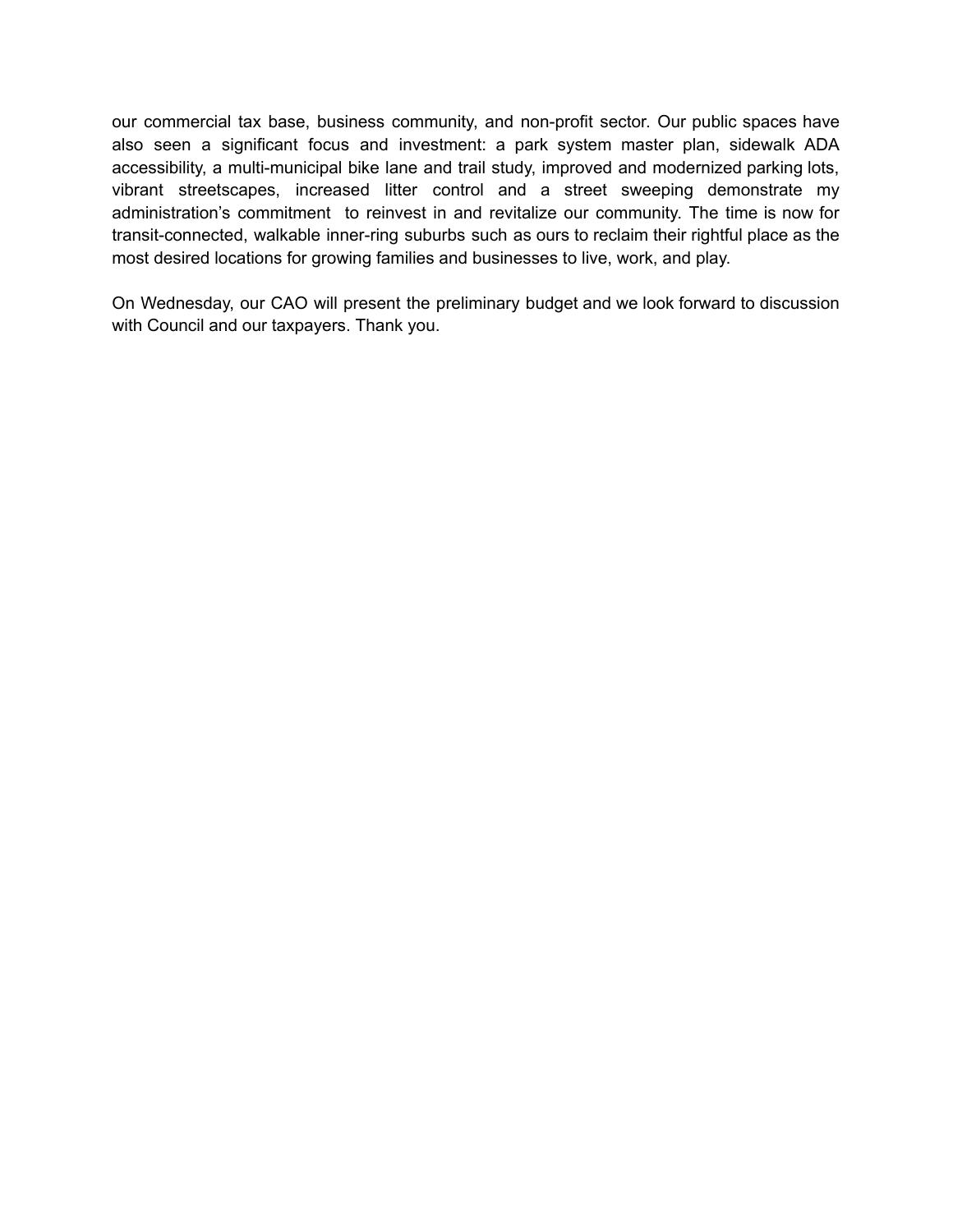our commercial tax base, business community, and non-profit sector. Our public spaces have also seen a significant focus and investment: a park system master plan, sidewalk ADA accessibility, a multi-municipal bike lane and trail study, improved and modernized parking lots, vibrant streetscapes, increased litter control and a street sweeping demonstrate my administration's commitment to reinvest in and revitalize our community. The time is now for transit-connected, walkable inner-ring suburbs such as ours to reclaim their rightful place as the most desired locations for growing families and businesses to live, work, and play.

On Wednesday, our CAO will present the preliminary budget and we look forward to discussion with Council and our taxpayers. Thank you.